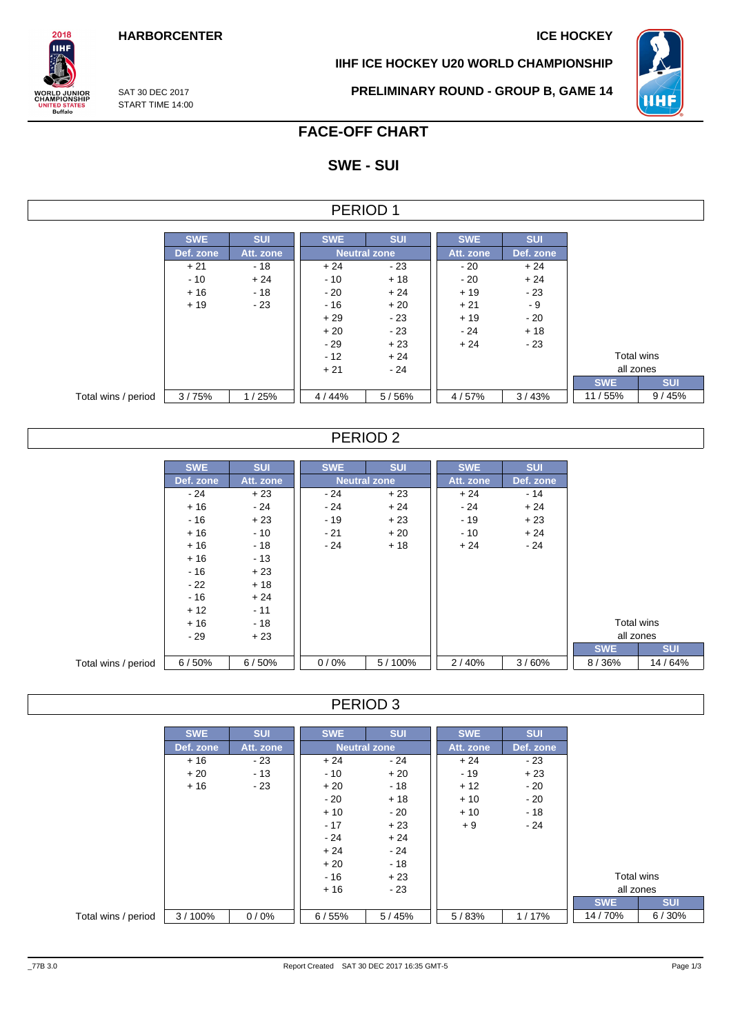HARBORCENTER

ICE HOCKEY

IIHF ICE HOCKEY U20 WORLD CHAMPIONSHIP

SAT 30 DEC 2017
START TIME 14:00

PRELIMINARY ROUND - GROUP B, GAME 14

# FACE-OFF CHART

## SWE - SUI

### PERIOD 1

| | SWE | SUI | SWE | SUI | SWE | SUI | SWE | SUI |
|---|---|---|---|---|---|---|---|---|
| | Def. zone | Att. zone | Neutral zone | | Att. zone | Def. zone | Total wins all zones | |
| | + 21 | - 18 | + 24 | - 23 | - 20 | + 24 | | |
| | - 10 | + 24 | - 10 | + 18 | - 20 | + 24 | | |
| | + 16 | - 18 | - 20 | + 24 | + 19 | - 23 | | |
| | + 19 | - 23 | - 16 | + 20 | + 21 | - 9 | | |
| | | | + 29 | - 23 | + 19 | - 20 | | |
| | | | + 20 | - 23 | - 24 | + 18 | | |
| | | | - 29 | + 23 | + 24 | - 23 | | |
| | | | - 12 | + 24 | | | | |
| | | | + 21 | - 24 | | | | |
| Total wins / period | 3 / 75% | 1 / 25% | 4 / 44% | 5 / 56% | 4 / 57% | 3 / 43% | 11 / 55% | 9 / 45% |

### PERIOD 2

| | SWE | SUI | SWE | SUI | SWE | SUI | SWE | SUI |
|---|---|---|---|---|---|---|---|---|
| | Def. zone | Att. zone | Neutral zone | | Att. zone | Def. zone | Total wins all zones | |
| | - 24 | + 23 | - 24 | + 23 | + 24 | - 14 | | |
| | + 16 | - 24 | - 24 | + 24 | - 24 | + 24 | | |
| | - 16 | + 23 | - 19 | + 23 | - 19 | + 23 | | |
| | + 16 | - 10 | - 21 | + 20 | - 10 | + 24 | | |
| | + 16 | - 18 | - 24 | + 18 | + 24 | - 24 | | |
| | + 16 | - 13 | | | | | | |
| | - 16 | + 23 | | | | | | |
| | - 22 | + 18 | | | | | | |
| | - 16 | + 24 | | | | | | |
| | + 12 | - 11 | | | | | | |
| | + 16 | - 18 | | | | | | |
| | - 29 | + 23 | | | | | | |
| Total wins / period | 6 / 50% | 6 / 50% | 0 / 0% | 5 / 100% | 2 / 40% | 3 / 60% | 8 / 36% | 14 / 64% |

### PERIOD 3

| | SWE | SUI | SWE | SUI | SWE | SUI | SWE | SUI |
|---|---|---|---|---|---|---|---|---|
| | Def. zone | Att. zone | Neutral zone | | Att. zone | Def. zone | Total wins all zones | |
| | + 16 | - 23 | + 24 | - 24 | + 24 | - 23 | | |
| | + 20 | - 13 | - 10 | + 20 | - 19 | + 23 | | |
| | + 16 | - 23 | + 20 | - 18 | + 12 | - 20 | | |
| | | | - 20 | + 18 | + 10 | - 20 | | |
| | | | + 10 | - 20 | + 10 | - 18 | | |
| | | | - 17 | + 23 | + 9 | - 24 | | |
| | | | - 24 | + 24 | | | | |
| | | | + 24 | - 24 | | | | |
| | | | + 20 | - 18 | | | | |
| | | | - 16 | + 23 | | | | |
| | | | + 16 | - 23 | | | | |
| Total wins / period | 3 / 100% | 0 / 0% | 6 / 55% | 5 / 45% | 5 / 83% | 1 / 17% | 14 / 70% | 6 / 30% |

_77B 3.0

Report Created SAT 30 DEC 2017 16:35 GMT-5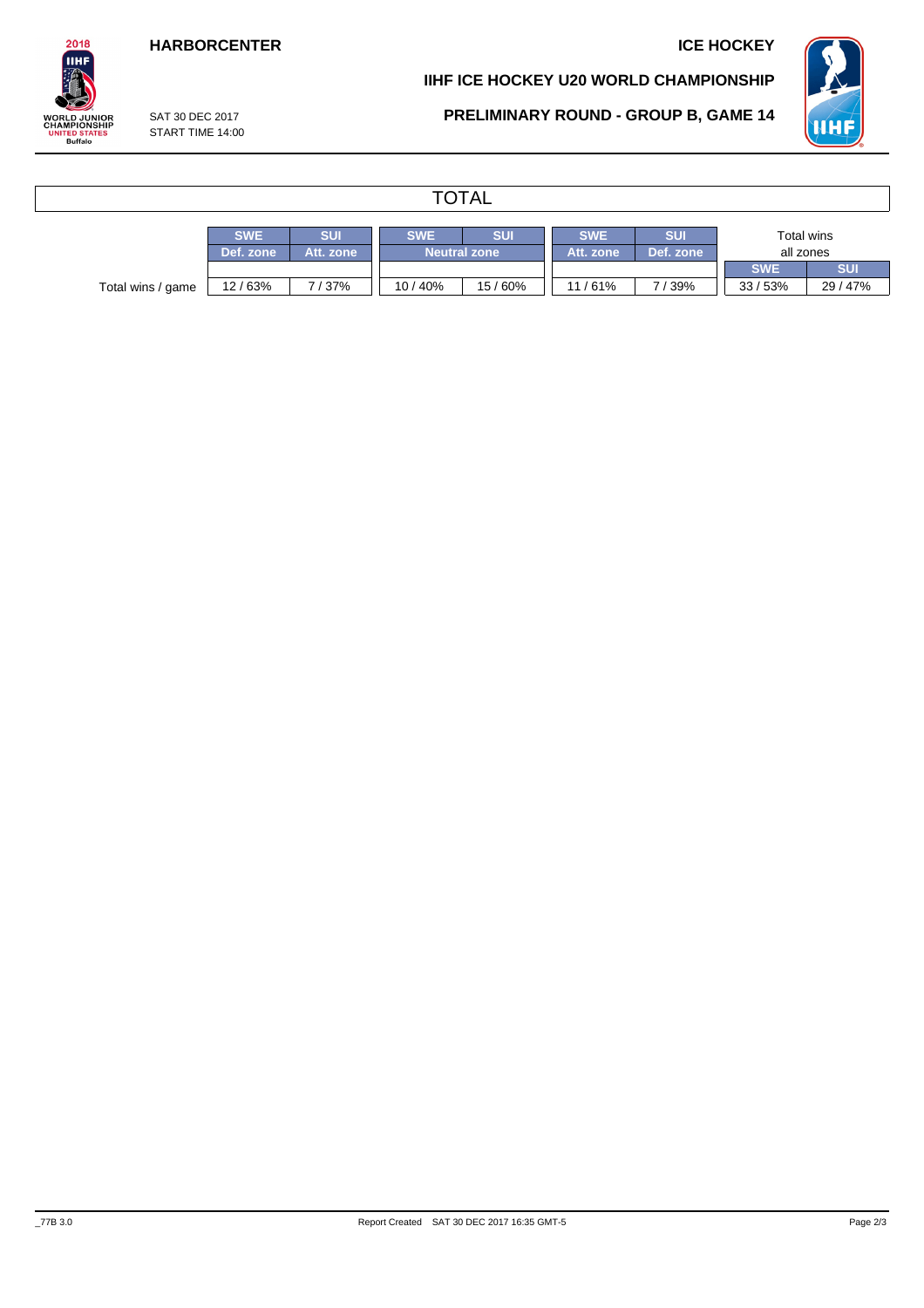HARBORCENTER

ICE HOCKEY

IIHF ICE HOCKEY U20 WORLD CHAMPIONSHIP

SAT 30 DEC 2017
START TIME 14:00

PRELIMINARY ROUND - GROUP B, GAME 14

## TOTAL

| | SWE | SUI | SWE | SUI | SWE | SUI | Total wins all zones | |
|---|---|---|---|---|---|---|---|---|
| | Def. zone | Att. zone | Neutral zone | | Att. zone | Def. zone | SWE | SUI |
| Total wins / game | 12 / 63% | 7 / 37% | 10 / 40% | 15 / 60% | 11 / 61% | 7 / 39% | 33 / 53% | 29 / 47% |

_77B 3.0

Report Created SAT 30 DEC 2017 16:35 GMT-5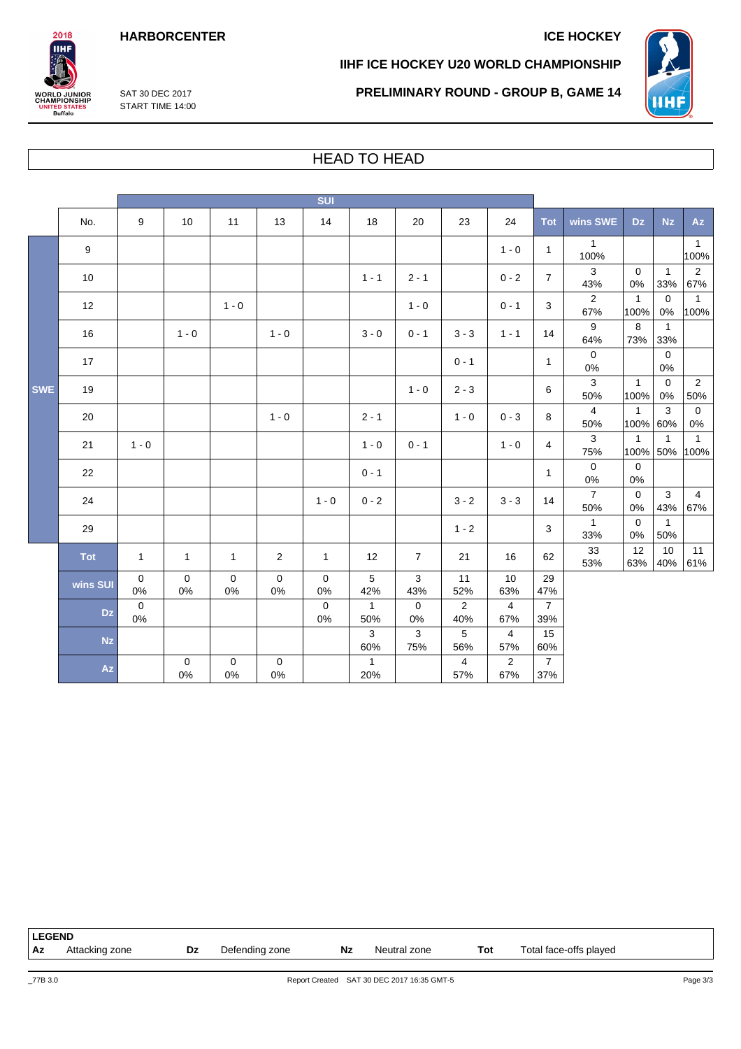HARBORCENTER

ICE HOCKEY

IIHF ICE HOCKEY U20 WORLD CHAMPIONSHIP

SAT 30 DEC 2017
START TIME 14:00

PRELIMINARY ROUND - GROUP B, GAME 14

# HEAD TO HEAD

| | SUI | | | | | | | | | | | | | | |
|---|---|---|---|---|---|---|---|---|---|---|---|---|---|---|---|
| No. | 9 | 10 | 11 | 13 | 14 | 18 | 20 | 23 | 24 | Tot | wins SWE | Dz | Nz | Az |
| SWE 9 | | | | | | | | | 1 - 0 | 1 | 1 100% | | | 1 100% |
| 10 | | | | | | 1 - 1 | 2 - 1 | | 0 - 2 | 7 | 3 43% | 0 0% | 1 33% | 2 67% |
| 12 | | | 1 - 0 | | | | 1 - 0 | | 0 - 1 | 3 | 2 67% | 1 100% | 0 0% | 1 100% |
| 16 | | 1 - 0 | | 1 - 0 | | 3 - 0 | 0 - 1 | 3 - 3 | 1 - 1 | 14 | 9 64% | 8 73% | 1 33% | |
| 17 | | | | | | | | 0 - 1 | | 1 | 0 0% | | 0 0% | |
| 19 | | | | | | | 1 - 0 | 2 - 3 | | 6 | 3 50% | 1 100% | 0 0% | 2 50% |
| 20 | | | | 1 - 0 | | 2 - 1 | | 1 - 0 | 0 - 3 | 8 | 4 50% | 1 100% | 3 60% | 0 0% |
| 21 | 1 - 0 | | | | | 1 - 0 | 0 - 1 | | 1 - 0 | 4 | 3 75% | 1 100% | 1 50% | 1 100% |
| 22 | | | | | | 0 - 1 | | | | 1 | 0 0% | 0 0% | | |
| 24 | | | | | 1 - 0 | 0 - 2 | | 3 - 2 | 3 - 3 | 14 | 7 50% | 0 0% | 3 43% | 4 67% |
| 29 | | | | | | | | 1 - 2 | | 3 | 1 33% | 0 0% | 1 50% | |
| Tot | 1 | 1 | 1 | 2 | 1 | 12 | 7 | 21 | 16 | 62 | 33 53% | 12 63% | 10 40% | 11 61% |
| wins SUI | 0 0% | 0 0% | 0 0% | 0 0% | 0 0% | 5 42% | 3 43% | 11 52% | 10 63% | 29 47% | | | | |
| Dz | 0 0% | | | | 0 0% | 1 50% | 0 0% | 2 40% | 4 67% | 7 39% | | | | |
| Nz | | | | | | 3 60% | 3 75% | 5 56% | 4 57% | 15 60% | | | | |
| Az | | 0 0% | 0 0% | 0 0% | | 1 20% | | 4 57% | 2 67% | 7 37% | | | | |

**LEGEND**

| | | | | | | | |
|---|---|---|---|---|---|---|---|
| **Az** | Attacking zone | **Dz** | Defending zone | **Nz** | Neutral zone | **Tot** | Total face-offs played |

_77B 3.0 Report Created SAT 30 DEC 2017 16:35 GMT-5